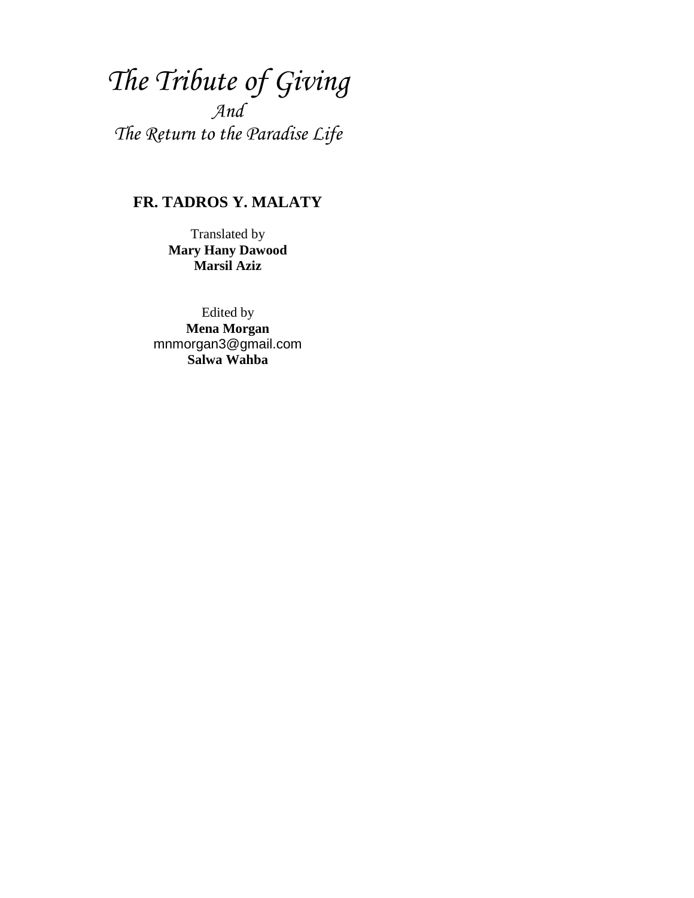# *The Tribute of Giving*

*And*

*The Return to the Paradise Life*

**FR. TADROS Y. MALATY**

Translated by
**Mary Hany Dawood**
**Marsil Aziz**

Edited by
**Mena Morgan**
mnmorgan3@gmail.com
**Salwa Wahba**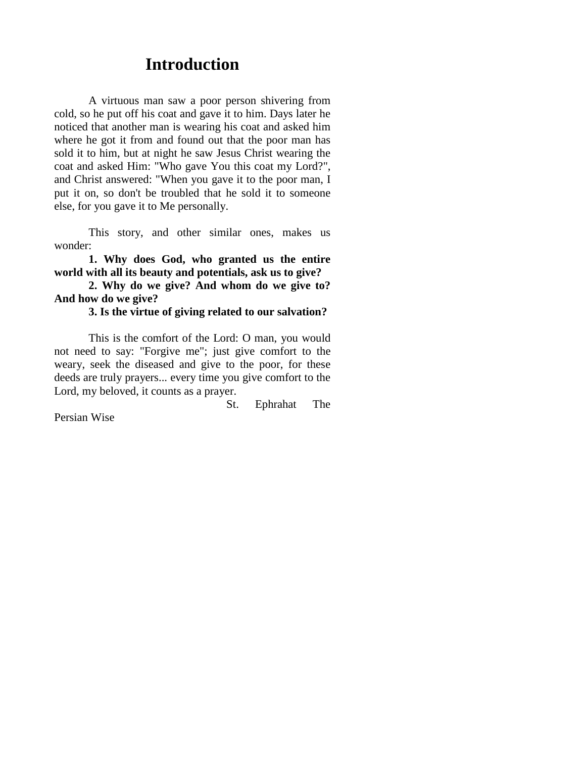# Introduction

A virtuous man saw a poor person shivering from cold, so he put off his coat and gave it to him. Days later he noticed that another man is wearing his coat and asked him where he got it from and found out that the poor man has sold it to him, but at night he saw Jesus Christ wearing the coat and asked Him: "Who gave You this coat my Lord?", and Christ answered: "When you gave it to the poor man, I put it on, so don't be troubled that he sold it to someone else, for you gave it to Me personally.

This story, and other similar ones, makes us wonder:

**1. Why does God, who granted us the entire world with all its beauty and potentials, ask us to give?**

**2. Why do we give? And whom do we give to? And how do we give?**

**3. Is the virtue of giving related to our salvation?**

This is the comfort of the Lord: O man, you would not need to say: "Forgive me"; just give comfort to the weary, seek the diseased and give to the poor, for these deeds are truly prayers... every time you give comfort to the Lord, my beloved, it counts as a prayer.

St. Ephrahat The Persian Wise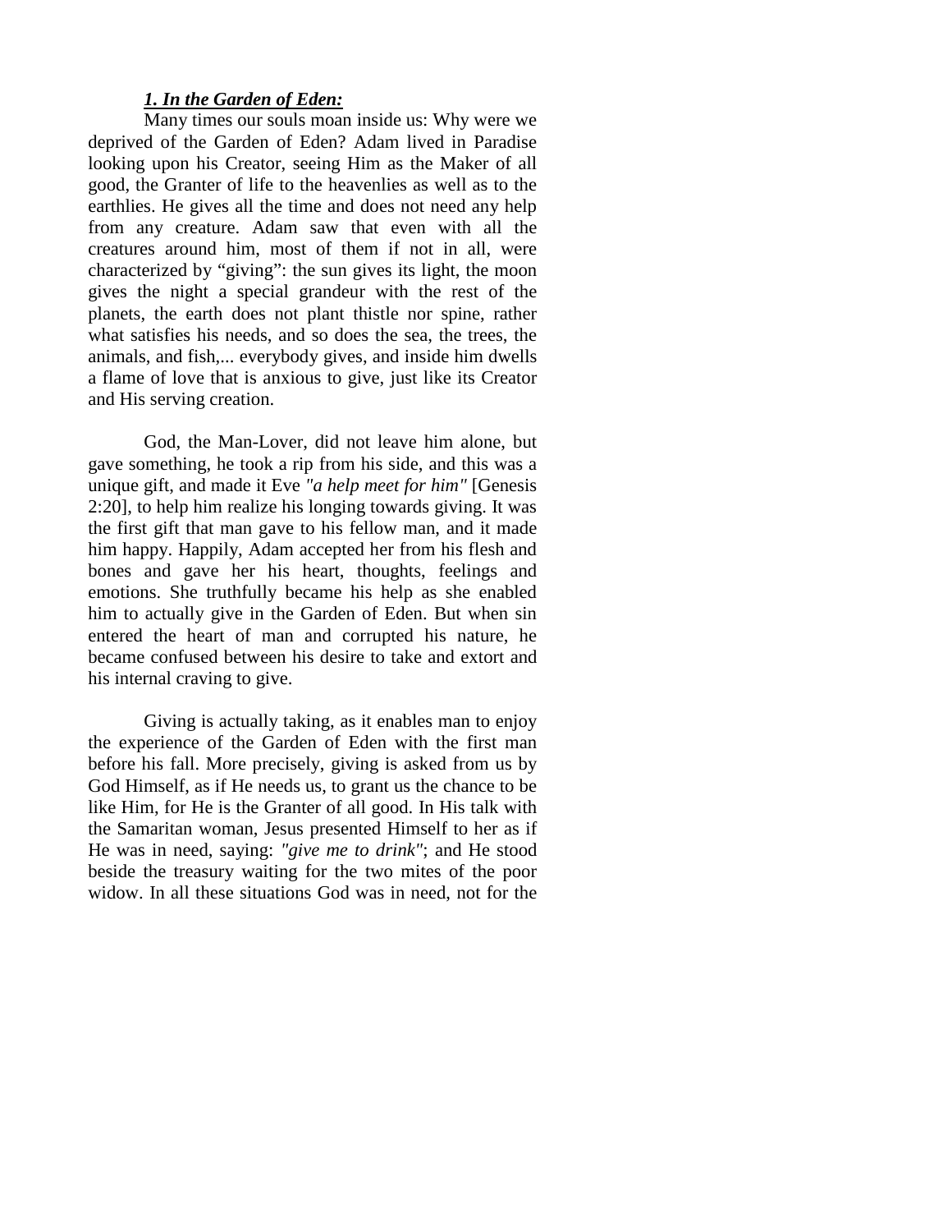***1. In the Garden of Eden:***

Many times our souls moan inside us: Why were we deprived of the Garden of Eden? Adam lived in Paradise looking upon his Creator, seeing Him as the Maker of all good, the Granter of life to the heavenlies as well as to the earthlies. He gives all the time and does not need any help from any creature. Adam saw that even with all the creatures around him, most of them if not in all, were characterized by “giving”: the sun gives its light, the moon gives the night a special grandeur with the rest of the planets, the earth does not plant thistle nor spine, rather what satisfies his needs, and so does the sea, the trees, the animals, and fish,... everybody gives, and inside him dwells a flame of love that is anxious to give, just like its Creator and His serving creation.

God, the Man-Lover, did not leave him alone, but gave something, he took a rip from his side, and this was a unique gift, and made it Eve *"a help meet for him"* [Genesis 2:20], to help him realize his longing towards giving. It was the first gift that man gave to his fellow man, and it made him happy. Happily, Adam accepted her from his flesh and bones and gave her his heart, thoughts, feelings and emotions. She truthfully became his help as she enabled him to actually give in the Garden of Eden. But when sin entered the heart of man and corrupted his nature, he became confused between his desire to take and extort and his internal craving to give.

Giving is actually taking, as it enables man to enjoy the experience of the Garden of Eden with the first man before his fall. More precisely, giving is asked from us by God Himself, as if He needs us, to grant us the chance to be like Him, for He is the Granter of all good. In His talk with the Samaritan woman, Jesus presented Himself to her as if He was in need, saying: *"give me to drink"*; and He stood beside the treasury waiting for the two mites of the poor widow. In all these situations God was in need, not for the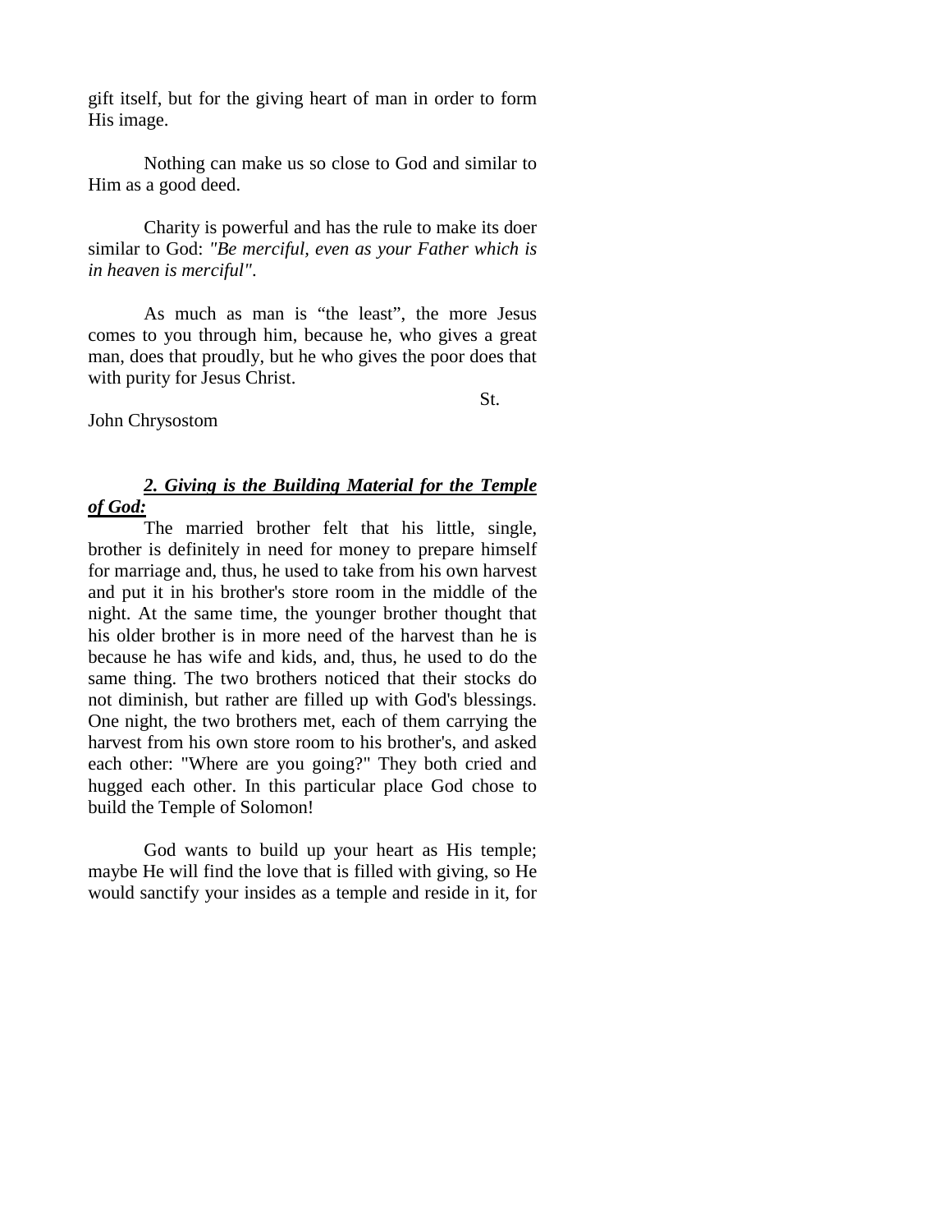gift itself, but for the giving heart of man in order to form His image.

Nothing can make us so close to God and similar to Him as a good deed.

Charity is powerful and has the rule to make its doer similar to God: *"Be merciful, even as your Father which is in heaven is merciful"*.

As much as man is “the least”, the more Jesus comes to you through him, because he, who gives a great man, does that proudly, but he who gives the poor does that with purity for Jesus Christ.

St. John Chrysostom

***2. Giving is the Building Material for the Temple of God:***

The married brother felt that his little, single, brother is definitely in need for money to prepare himself for marriage and, thus, he used to take from his own harvest and put it in his brother's store room in the middle of the night. At the same time, the younger brother thought that his older brother is in more need of the harvest than he is because he has wife and kids, and, thus, he used to do the same thing. The two brothers noticed that their stocks do not diminish, but rather are filled up with God's blessings. One night, the two brothers met, each of them carrying the harvest from his own store room to his brother's, and asked each other: "Where are you going?" They both cried and hugged each other. In this particular place God chose to build the Temple of Solomon!

God wants to build up your heart as His temple; maybe He will find the love that is filled with giving, so He would sanctify your insides as a temple and reside in it, for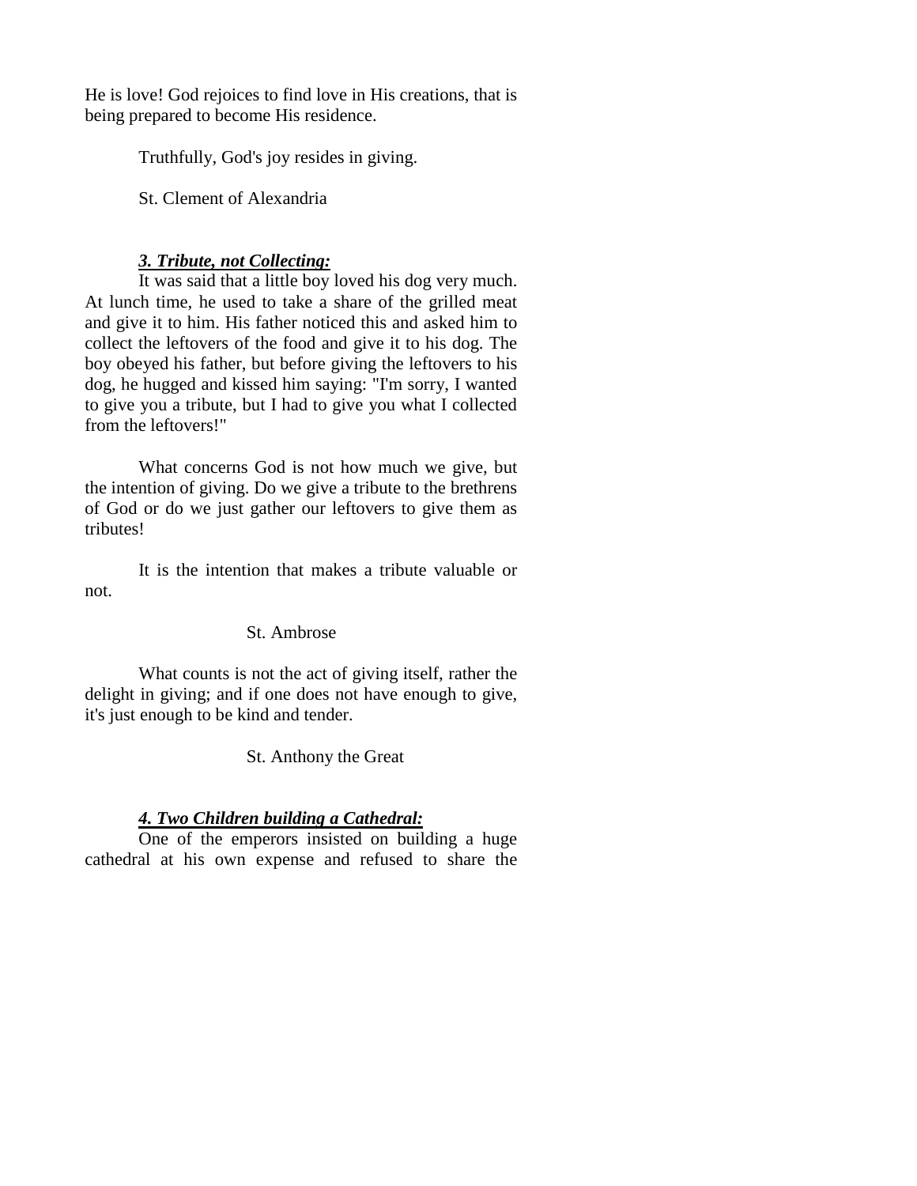He is love! God rejoices to find love in His creations, that is being prepared to become His residence.

Truthfully, God's joy resides in giving.

St. Clement of Alexandria

### ***3. Tribute, not Collecting:***

It was said that a little boy loved his dog very much. At lunch time, he used to take a share of the grilled meat and give it to him. His father noticed this and asked him to collect the leftovers of the food and give it to his dog. The boy obeyed his father, but before giving the leftovers to his dog, he hugged and kissed him saying: "I'm sorry, I wanted to give you a tribute, but I had to give you what I collected from the leftovers!"

What concerns God is not how much we give, but the intention of giving. Do we give a tribute to the brethrens of God or do we just gather our leftovers to give them as tributes!

It is the intention that makes a tribute valuable or not.

St. Ambrose

What counts is not the act of giving itself, rather the delight in giving; and if one does not have enough to give, it's just enough to be kind and tender.

St. Anthony the Great

### ***4. Two Children building a Cathedral:***

One of the emperors insisted on building a huge cathedral at his own expense and refused to share the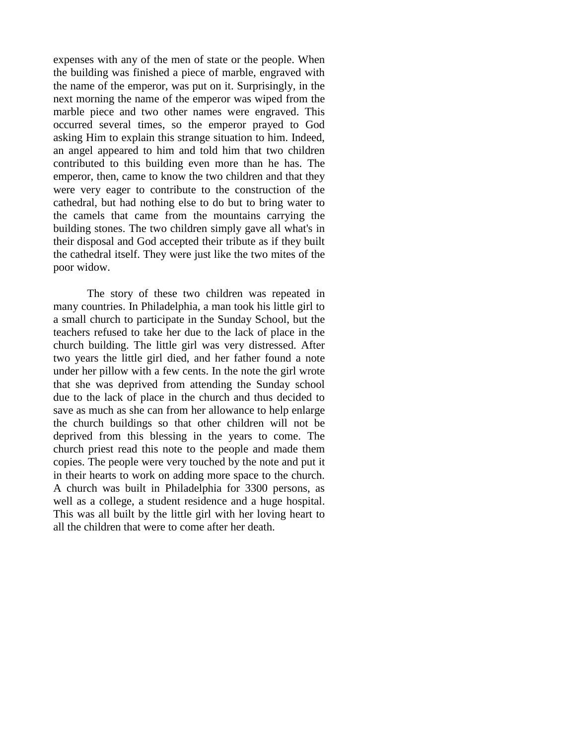expenses with any of the men of state or the people. When the building was finished a piece of marble, engraved with the name of the emperor, was put on it. Surprisingly, in the next morning the name of the emperor was wiped from the marble piece and two other names were engraved. This occurred several times, so the emperor prayed to God asking Him to explain this strange situation to him. Indeed, an angel appeared to him and told him that two children contributed to this building even more than he has. The emperor, then, came to know the two children and that they were very eager to contribute to the construction of the cathedral, but had nothing else to do but to bring water to the camels that came from the mountains carrying the building stones. The two children simply gave all what's in their disposal and God accepted their tribute as if they built the cathedral itself. They were just like the two mites of the poor widow.

The story of these two children was repeated in many countries. In Philadelphia, a man took his little girl to a small church to participate in the Sunday School, but the teachers refused to take her due to the lack of place in the church building. The little girl was very distressed. After two years the little girl died, and her father found a note under her pillow with a few cents. In the note the girl wrote that she was deprived from attending the Sunday school due to the lack of place in the church and thus decided to save as much as she can from her allowance to help enlarge the church buildings so that other children will not be deprived from this blessing in the years to come. The church priest read this note to the people and made them copies. The people were very touched by the note and put it in their hearts to work on adding more space to the church. A church was built in Philadelphia for 3300 persons, as well as a college, a student residence and a huge hospital. This was all built by the little girl with her loving heart to all the children that were to come after her death.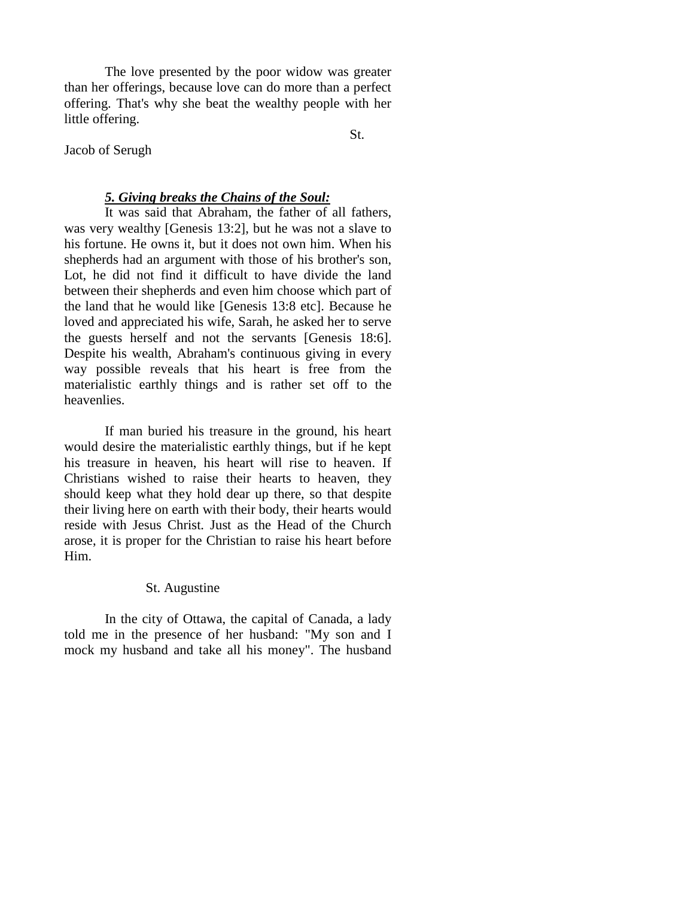The love presented by the poor widow was greater than her offerings, because love can do more than a perfect offering. That's why she beat the wealthy people with her little offering.

St. Jacob of Serugh

***5. Giving breaks the Chains of the Soul:***

It was said that Abraham, the father of all fathers, was very wealthy [Genesis 13:2], but he was not a slave to his fortune. He owns it, but it does not own him. When his shepherds had an argument with those of his brother's son, Lot, he did not find it difficult to have divide the land between their shepherds and even him choose which part of the land that he would like [Genesis 13:8 etc]. Because he loved and appreciated his wife, Sarah, he asked her to serve the guests herself and not the servants [Genesis 18:6]. Despite his wealth, Abraham's continuous giving in every way possible reveals that his heart is free from the materialistic earthly things and is rather set off to the heavenlies.

If man buried his treasure in the ground, his heart would desire the materialistic earthly things, but if he kept his treasure in heaven, his heart will rise to heaven. If Christians wished to raise their hearts to heaven, they should keep what they hold dear up there, so that despite their living here on earth with their body, their hearts would reside with Jesus Christ. Just as the Head of the Church arose, it is proper for the Christian to raise his heart before Him.

St. Augustine

In the city of Ottawa, the capital of Canada, a lady told me in the presence of her husband: "My son and I mock my husband and take all his money". The husband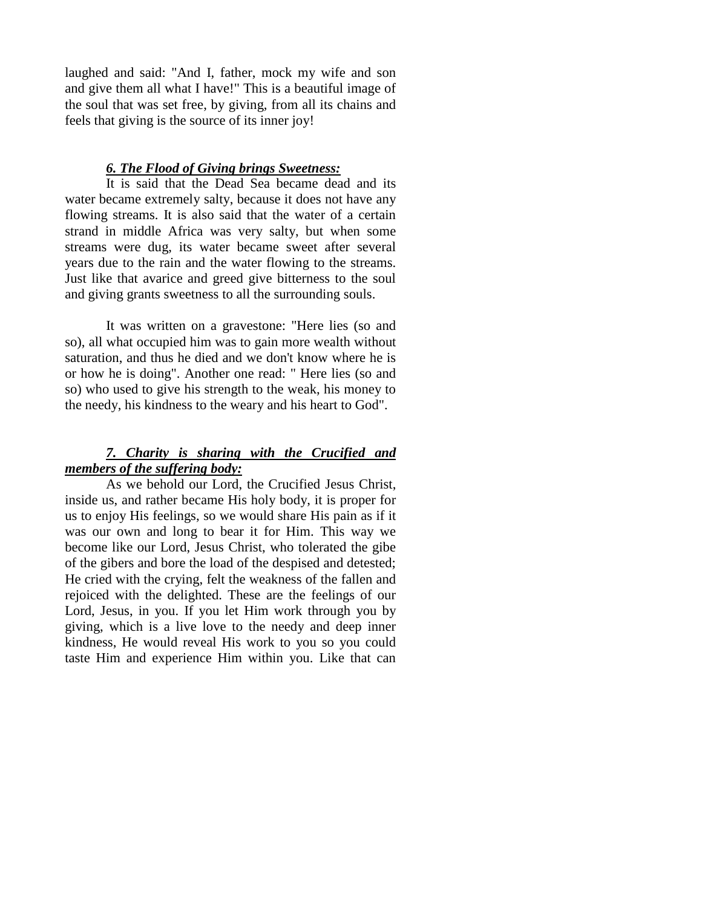laughed and said: "And I, father, mock my wife and son and give them all what I have!" This is a beautiful image of the soul that was set free, by giving, from all its chains and feels that giving is the source of its inner joy!

### ***6. The Flood of Giving brings Sweetness:***

It is said that the Dead Sea became dead and its water became extremely salty, because it does not have any flowing streams. It is also said that the water of a certain strand in middle Africa was very salty, but when some streams were dug, its water became sweet after several years due to the rain and the water flowing to the streams. Just like that avarice and greed give bitterness to the soul and giving grants sweetness to all the surrounding souls.

It was written on a gravestone: "Here lies (so and so), all what occupied him was to gain more wealth without saturation, and thus he died and we don't know where he is or how he is doing". Another one read: " Here lies (so and so) who used to give his strength to the weak, his money to the needy, his kindness to the weary and his heart to God".

### ***7. Charity is sharing with the Crucified and members of the suffering body:***

As we behold our Lord, the Crucified Jesus Christ, inside us, and rather became His holy body, it is proper for us to enjoy His feelings, so we would share His pain as if it was our own and long to bear it for Him. This way we become like our Lord, Jesus Christ, who tolerated the gibe of the gibers and bore the load of the despised and detested; He cried with the crying, felt the weakness of the fallen and rejoiced with the delighted. These are the feelings of our Lord, Jesus, in you. If you let Him work through you by giving, which is a live love to the needy and deep inner kindness, He would reveal His work to you so you could taste Him and experience Him within you. Like that can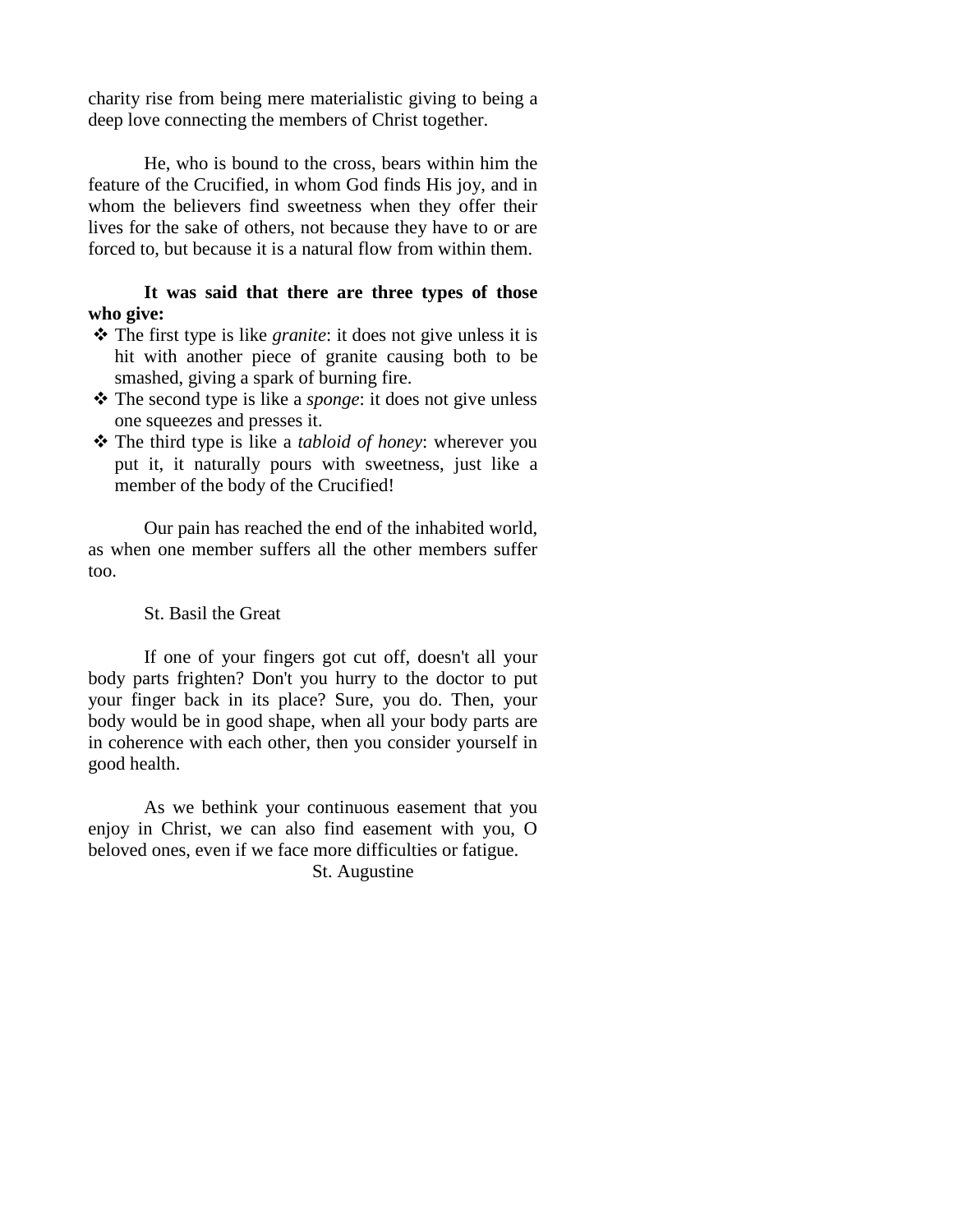charity rise from being mere materialistic giving to being a deep love connecting the members of Christ together.

He, who is bound to the cross, bears within him the feature of the Crucified, in whom God finds His joy, and in whom the believers find sweetness when they offer their lives for the sake of others, not because they have to or are forced to, but because it is a natural flow from within them.

**It was said that there are three types of those who give:**

- The first type is like *granite*: it does not give unless it is hit with another piece of granite causing both to be smashed, giving a spark of burning fire.
- The second type is like a *sponge*: it does not give unless one squeezes and presses it.
- The third type is like a *tabloid of honey*: wherever you put it, it naturally pours with sweetness, just like a member of the body of the Crucified!

Our pain has reached the end of the inhabited world, as when one member suffers all the other members suffer too.

St. Basil the Great

If one of your fingers got cut off, doesn't all your body parts frighten? Don't you hurry to the doctor to put your finger back in its place? Sure, you do. Then, your body would be in good shape, when all your body parts are in coherence with each other, then you consider yourself in good health.

As we bethink your continuous easement that you enjoy in Christ, we can also find easement with you, O beloved ones, even if we face more difficulties or fatigue.

St. Augustine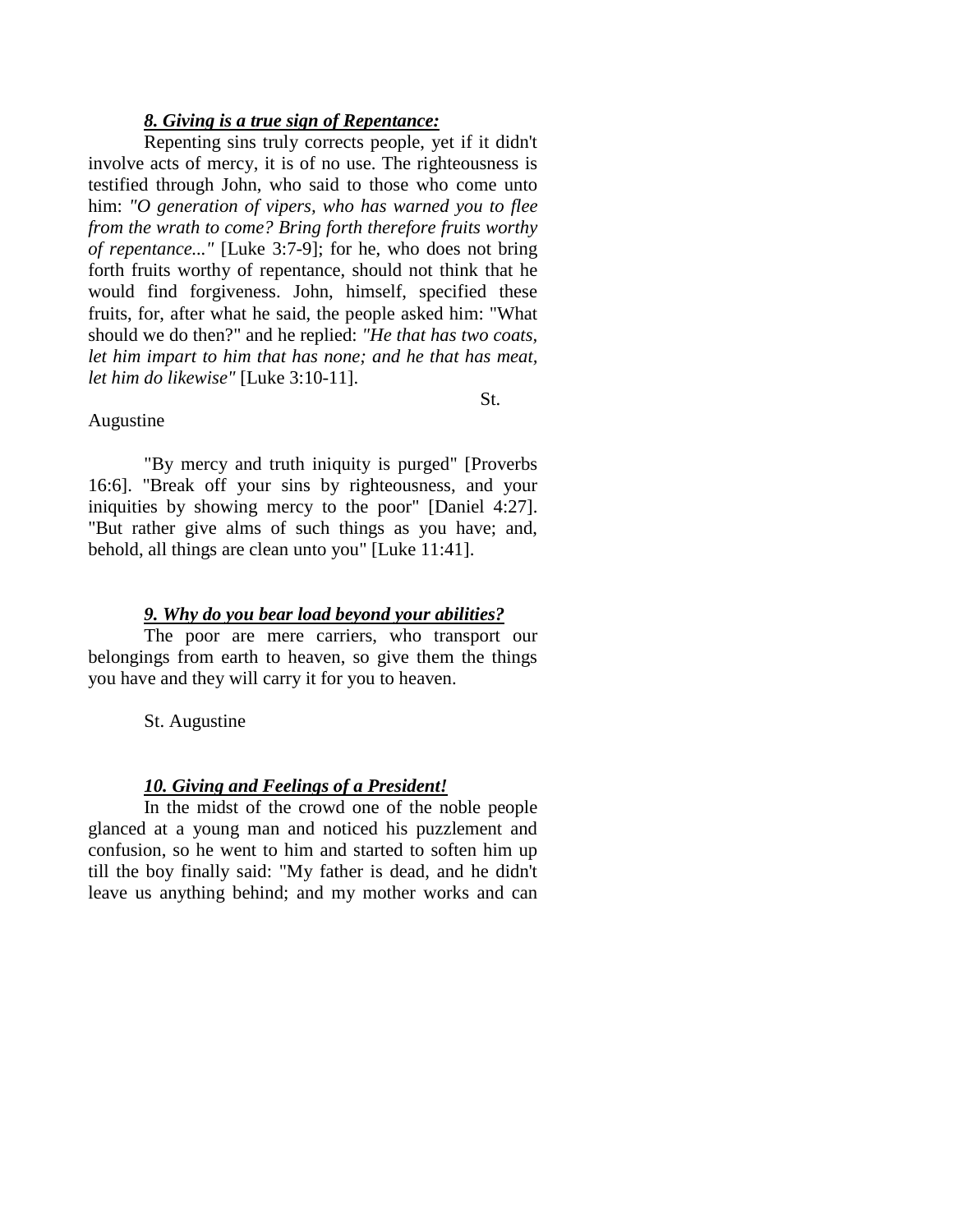### ***8. Giving is a true sign of Repentance:***

Repenting sins truly corrects people, yet if it didn't involve acts of mercy, it is of no use. The righteousness is testified through John, who said to those who come unto him: *"O generation of vipers, who has warned you to flee from the wrath to come? Bring forth therefore fruits worthy of repentance..."* [Luke 3:7-9]; for he, who does not bring forth fruits worthy of repentance, should not think that he would find forgiveness. John, himself, specified these fruits, for, after what he said, the people asked him: "What should we do then?" and he replied: *"He that has two coats, let him impart to him that has none; and he that has meat, let him do likewise"* [Luke 3:10-11].

St. Augustine

"By mercy and truth iniquity is purged" [Proverbs 16:6]. "Break off your sins by righteousness, and your iniquities by showing mercy to the poor" [Daniel 4:27]. "But rather give alms of such things as you have; and, behold, all things are clean unto you" [Luke 11:41].

### ***9. Why do you bear load beyond your abilities?***

The poor are mere carriers, who transport our belongings from earth to heaven, so give them the things you have and they will carry it for you to heaven.

St. Augustine

### ***10. Giving and Feelings of a President!***

In the midst of the crowd one of the noble people glanced at a young man and noticed his puzzlement and confusion, so he went to him and started to soften him up till the boy finally said: "My father is dead, and he didn't leave us anything behind; and my mother works and can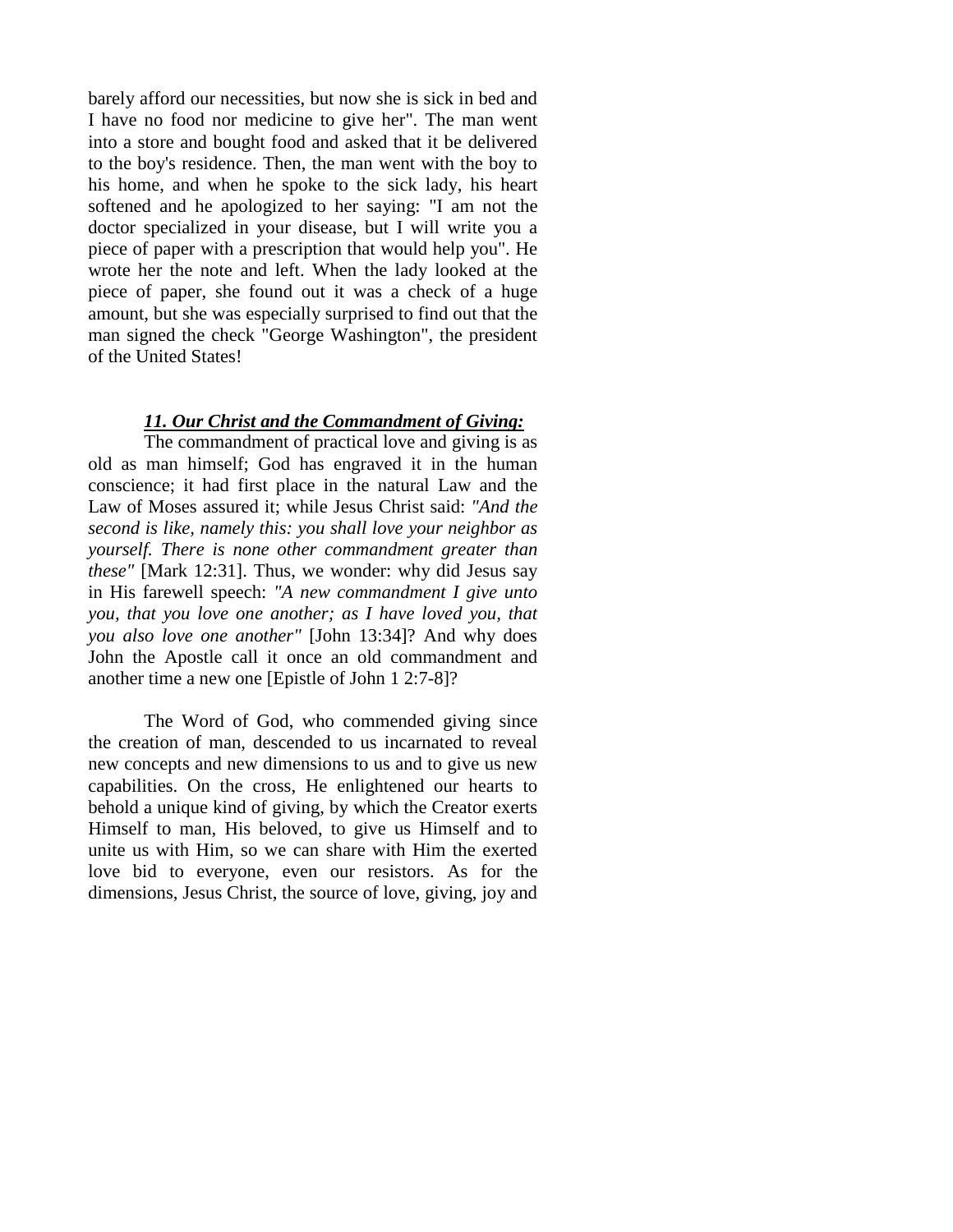barely afford our necessities, but now she is sick in bed and I have no food nor medicine to give her". The man went into a store and bought food and asked that it be delivered to the boy's residence. Then, the man went with the boy to his home, and when he spoke to the sick lady, his heart softened and he apologized to her saying: "I am not the doctor specialized in your disease, but I will write you a piece of paper with a prescription that would help you". He wrote her the note and left. When the lady looked at the piece of paper, she found out it was a check of a huge amount, but she was especially surprised to find out that the man signed the check "George Washington", the president of the United States!

### ***11. Our Christ and the Commandment of Giving:***

The commandment of practical love and giving is as old as man himself; God has engraved it in the human conscience; it had first place in the natural Law and the Law of Moses assured it; while Jesus Christ said: *"And the second is like, namely this: you shall love your neighbor as yourself. There is none other commandment greater than these"* [Mark 12:31]. Thus, we wonder: why did Jesus say in His farewell speech: *"A new commandment I give unto you, that you love one another; as I have loved you, that you also love one another"* [John 13:34]? And why does John the Apostle call it once an old commandment and another time a new one [Epistle of John 1 2:7-8]?

The Word of God, who commended giving since the creation of man, descended to us incarnated to reveal new concepts and new dimensions to us and to give us new capabilities. On the cross, He enlightened our hearts to behold a unique kind of giving, by which the Creator exerts Himself to man, His beloved, to give us Himself and to unite us with Him, so we can share with Him the exerted love bid to everyone, even our resistors. As for the dimensions, Jesus Christ, the source of love, giving, joy and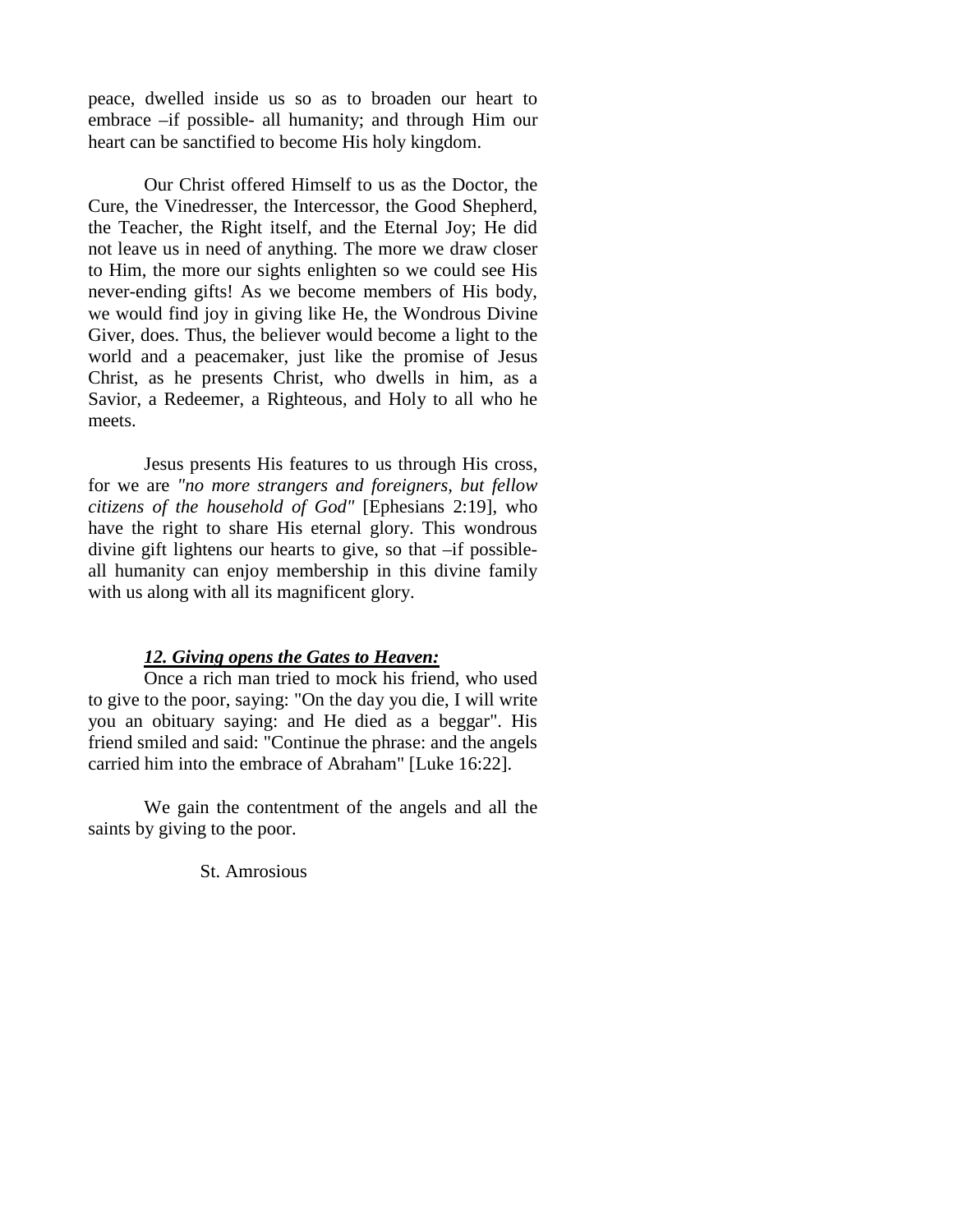peace, dwelled inside us so as to broaden our heart to embrace –if possible- all humanity; and through Him our heart can be sanctified to become His holy kingdom.

Our Christ offered Himself to us as the Doctor, the Cure, the Vinedresser, the Intercessor, the Good Shepherd, the Teacher, the Right itself, and the Eternal Joy; He did not leave us in need of anything. The more we draw closer to Him, the more our sights enlighten so we could see His never-ending gifts! As we become members of His body, we would find joy in giving like He, the Wondrous Divine Giver, does. Thus, the believer would become a light to the world and a peacemaker, just like the promise of Jesus Christ, as he presents Christ, who dwells in him, as a Savior, a Redeemer, a Righteous, and Holy to all who he meets.

Jesus presents His features to us through His cross, for we are *"no more strangers and foreigners, but fellow citizens of the household of God"* [Ephesians 2:19], who have the right to share His eternal glory. This wondrous divine gift lightens our hearts to give, so that –if possible- all humanity can enjoy membership in this divine family with us along with all its magnificent glory.

### ***12. Giving opens the Gates to Heaven:***

Once a rich man tried to mock his friend, who used to give to the poor, saying: "On the day you die, I will write you an obituary saying: and He died as a beggar". His friend smiled and said: "Continue the phrase: and the angels carried him into the embrace of Abraham" [Luke 16:22].

We gain the contentment of the angels and all the saints by giving to the poor.

St. Amrosious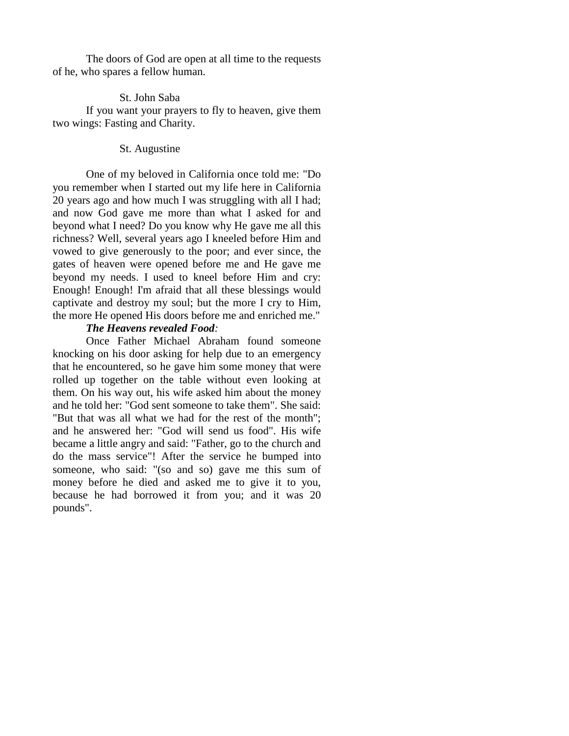The doors of God are open at all time to the requests of he, who spares a fellow human.

St. John Saba

If you want your prayers to fly to heaven, give them two wings: Fasting and Charity.

St. Augustine

One of my beloved in California once told me: "Do you remember when I started out my life here in California 20 years ago and how much I was struggling with all I had; and now God gave me more than what I asked for and beyond what I need? Do you know why He gave me all this richness? Well, several years ago I kneeled before Him and vowed to give generously to the poor; and ever since, the gates of heaven were opened before me and He gave me beyond my needs. I used to kneel before Him and cry: Enough! Enough! I'm afraid that all these blessings would captivate and destroy my soul; but the more I cry to Him, the more He opened His doors before me and enriched me."

***The Heavens revealed Food:***

Once Father Michael Abraham found someone knocking on his door asking for help due to an emergency that he encountered, so he gave him some money that were rolled up together on the table without even looking at them. On his way out, his wife asked him about the money and he told her: "God sent someone to take them". She said: "But that was all what we had for the rest of the month"; and he answered her: "God will send us food". His wife became a little angry and said: "Father, go to the church and do the mass service"! After the service he bumped into someone, who said: "(so and so) gave me this sum of money before he died and asked me to give it to you, because he had borrowed it from you; and it was 20 pounds".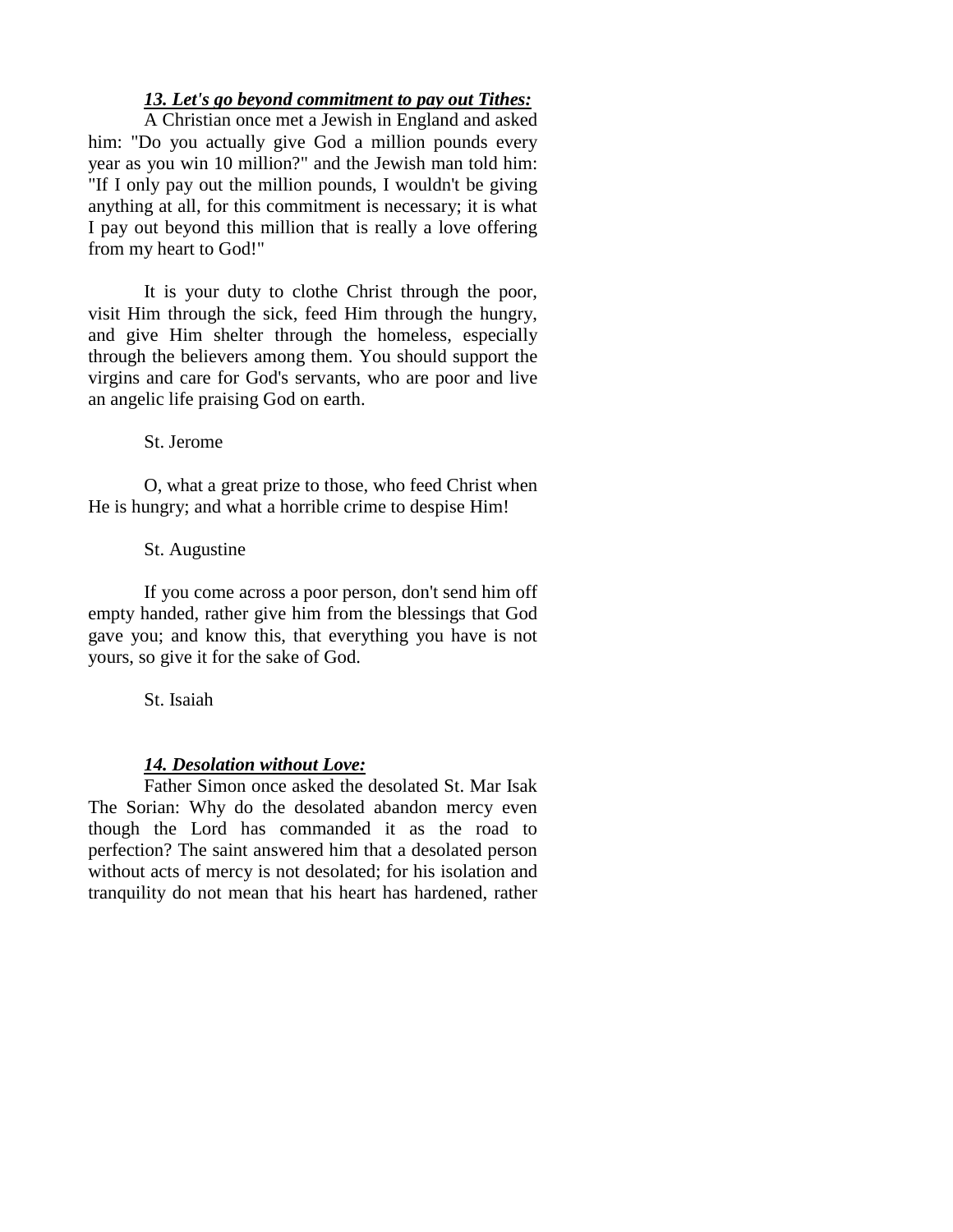### ***13. Let's go beyond commitment to pay out Tithes:***

A Christian once met a Jewish in England and asked him: "Do you actually give God a million pounds every year as you win 10 million?" and the Jewish man told him: "If I only pay out the million pounds, I wouldn't be giving anything at all, for this commitment is necessary; it is what I pay out beyond this million that is really a love offering from my heart to God!"

It is your duty to clothe Christ through the poor, visit Him through the sick, feed Him through the hungry, and give Him shelter through the homeless, especially through the believers among them. You should support the virgins and care for God's servants, who are poor and live an angelic life praising God on earth.

St. Jerome

O, what a great prize to those, who feed Christ when He is hungry; and what a horrible crime to despise Him!

St. Augustine

If you come across a poor person, don't send him off empty handed, rather give him from the blessings that God gave you; and know this, that everything you have is not yours, so give it for the sake of God.

St. Isaiah

### ***14. Desolation without Love:***

Father Simon once asked the desolated St. Mar Isak The Sorian: Why do the desolated abandon mercy even though the Lord has commanded it as the road to perfection? The saint answered him that a desolated person without acts of mercy is not desolated; for his isolation and tranquility do not mean that his heart has hardened, rather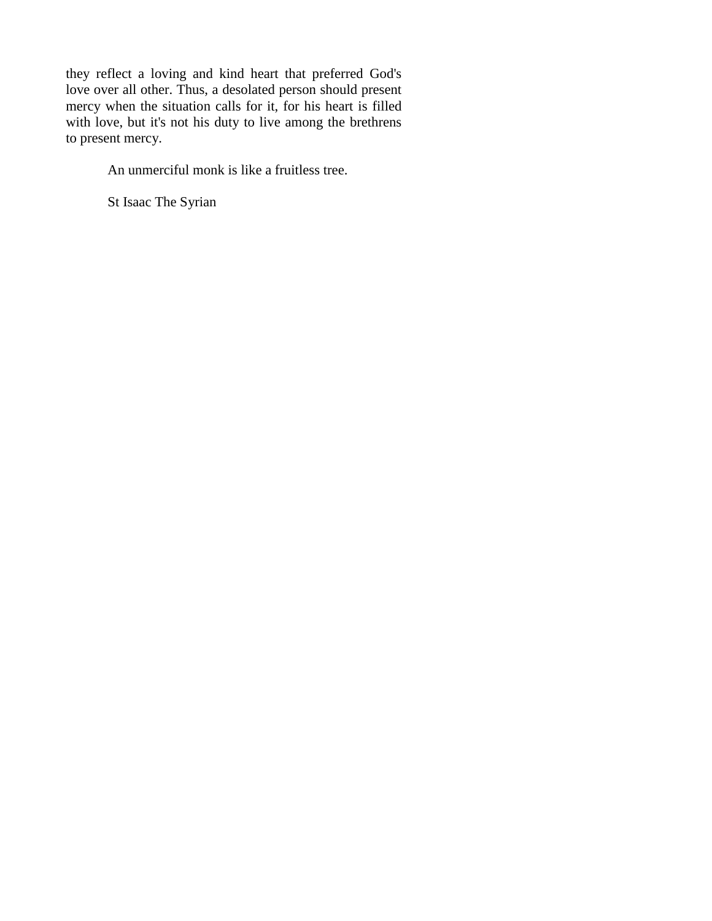they reflect a loving and kind heart that preferred God's love over all other. Thus, a desolated person should present mercy when the situation calls for it, for his heart is filled with love, but it's not his duty to live among the brethrens to present mercy.

An unmerciful monk is like a fruitless tree.

St Isaac The Syrian